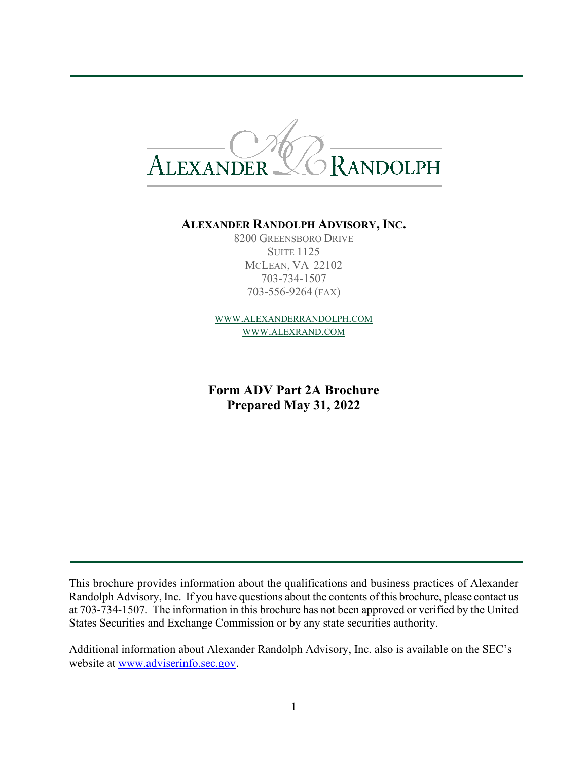ALEXANDER RANDOLPH

**ALEXANDER RANDOLPH ADVISORY, INC.**

8200 GREENSBORO DRIVE
SUITE 1125
MCLEAN, VA 22102
703-734-1507
703-556-9264 (FAX)

WWW.ALEXANDERRANDOLPH.COM
WWW.ALEXRAND.COM

**Form ADV Part 2A Brochure**
**Prepared May 31, 2022**

This brochure provides information about the qualifications and business practices of Alexander Randolph Advisory, Inc. If you have questions about the contents of this brochure, please contact us at 703-734-1507. The information in this brochure has not been approved or verified by the United States Securities and Exchange Commission or by any state securities authority.

Additional information about Alexander Randolph Advisory, Inc. also is available on the SEC's website at www.adviserinfo.sec.gov.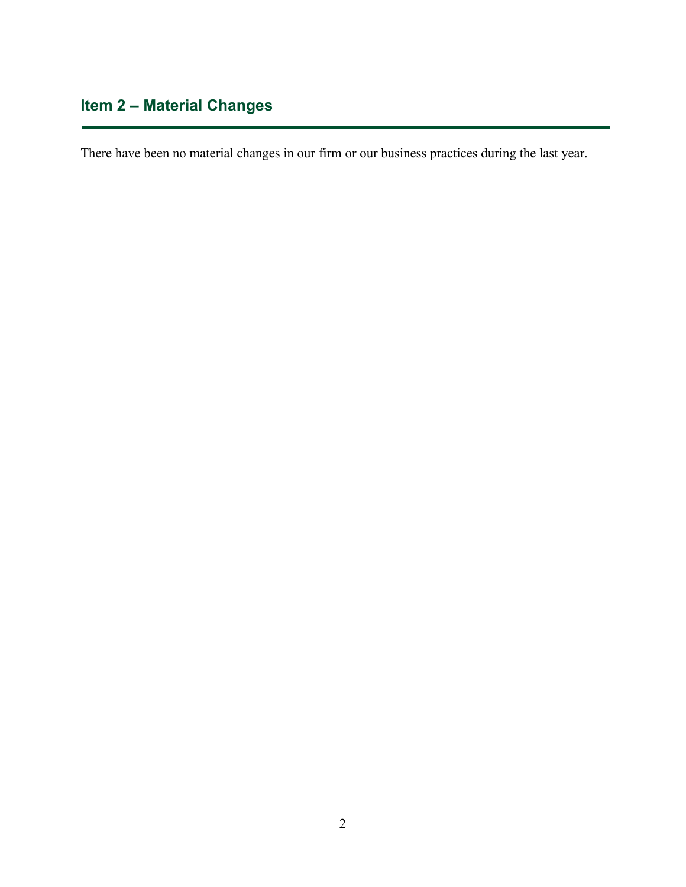## Item 2 – Material Changes

There have been no material changes in our firm or our business practices during the last year.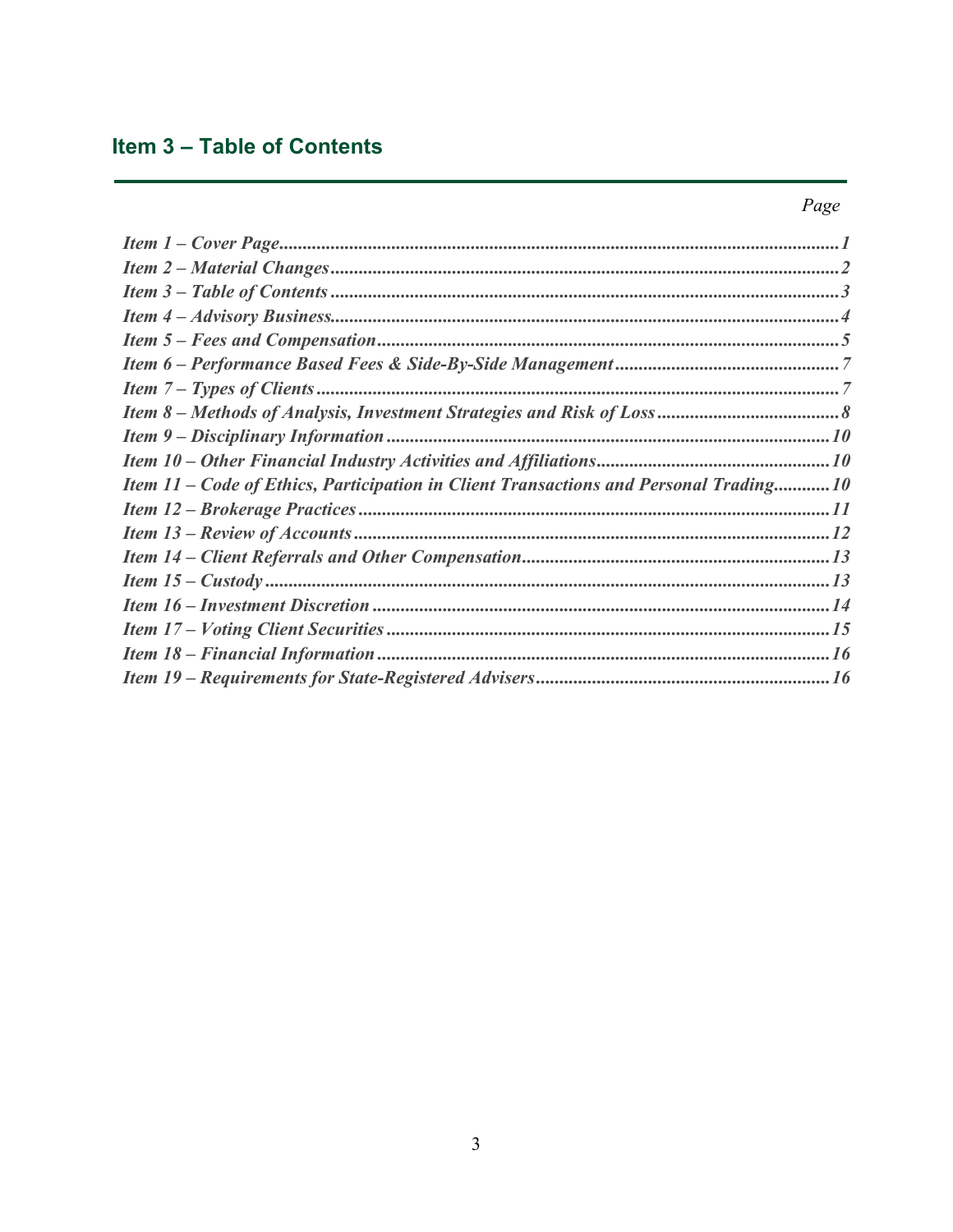## Item 3 – Table of Contents

| | Page |
|---|---|
| *Item 1 – Cover Page* | *1* |
| *Item 2 – Material Changes* | *2* |
| *Item 3 – Table of Contents* | *3* |
| *Item 4 – Advisory Business* | *4* |
| *Item 5 – Fees and Compensation* | *5* |
| *Item 6 – Performance Based Fees & Side-By-Side Management* | *7* |
| *Item 7 – Types of Clients* | *7* |
| *Item 8 – Methods of Analysis, Investment Strategies and Risk of Loss* | *8* |
| *Item 9 – Disciplinary Information* | *10* |
| *Item 10 – Other Financial Industry Activities and Affiliations* | *10* |
| *Item 11 – Code of Ethics, Participation in Client Transactions and Personal Trading* | *10* |
| *Item 12 – Brokerage Practices* | *11* |
| *Item 13 – Review of Accounts* | *12* |
| *Item 14 – Client Referrals and Other Compensation* | *13* |
| *Item 15 – Custody* | *13* |
| *Item 16 – Investment Discretion* | *14* |
| *Item 17 – Voting Client Securities* | *15* |
| *Item 18 – Financial Information* | *16* |
| *Item 19 – Requirements for State-Registered Advisers* | *16* |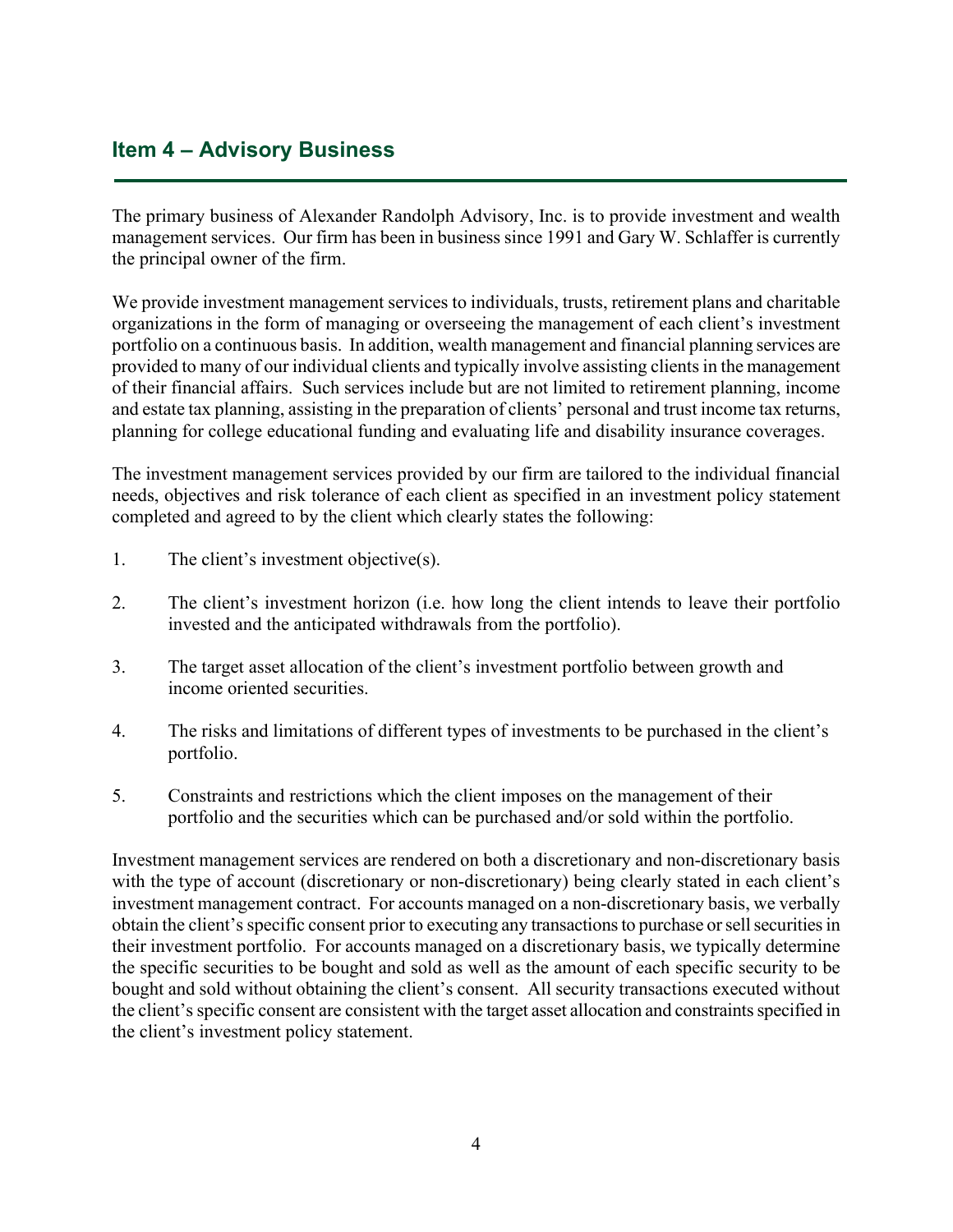## Item 4 – Advisory Business

The primary business of Alexander Randolph Advisory, Inc. is to provide investment and wealth management services. Our firm has been in business since 1991 and Gary W. Schlaffer is currently the principal owner of the firm.

We provide investment management services to individuals, trusts, retirement plans and charitable organizations in the form of managing or overseeing the management of each client's investment portfolio on a continuous basis. In addition, wealth management and financial planning services are provided to many of our individual clients and typically involve assisting clients in the management of their financial affairs. Such services include but are not limited to retirement planning, income and estate tax planning, assisting in the preparation of clients' personal and trust income tax returns, planning for college educational funding and evaluating life and disability insurance coverages.

The investment management services provided by our firm are tailored to the individual financial needs, objectives and risk tolerance of each client as specified in an investment policy statement completed and agreed to by the client which clearly states the following:

1. The client's investment objective(s).

2. The client's investment horizon (i.e. how long the client intends to leave their portfolio invested and the anticipated withdrawals from the portfolio).

3. The target asset allocation of the client's investment portfolio between growth and income oriented securities.

4. The risks and limitations of different types of investments to be purchased in the client's portfolio.

5. Constraints and restrictions which the client imposes on the management of their portfolio and the securities which can be purchased and/or sold within the portfolio.

Investment management services are rendered on both a discretionary and non-discretionary basis with the type of account (discretionary or non-discretionary) being clearly stated in each client's investment management contract. For accounts managed on a non-discretionary basis, we verbally obtain the client's specific consent prior to executing any transactions to purchase or sell securities in their investment portfolio. For accounts managed on a discretionary basis, we typically determine the specific securities to be bought and sold as well as the amount of each specific security to be bought and sold without obtaining the client's consent. All security transactions executed without the client's specific consent are consistent with the target asset allocation and constraints specified in the client's investment policy statement.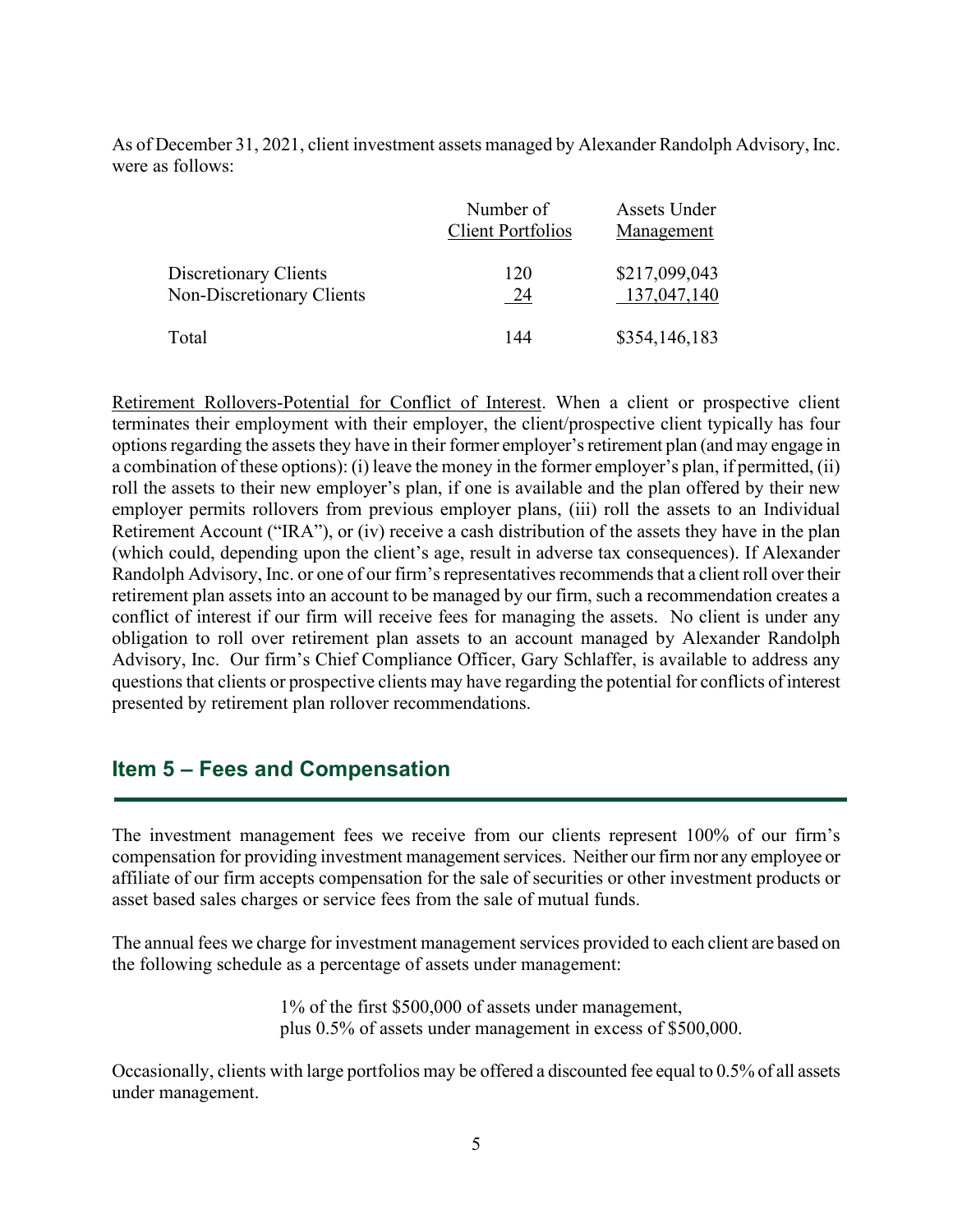As of December 31, 2021, client investment assets managed by Alexander Randolph Advisory, Inc. were as follows:

| | Number of Client Portfolios | Assets Under Management |
|---|---|---|
| Discretionary Clients | 120 | $217,099,043 |
| Non-Discretionary Clients | 24 | 137,047,140 |
| Total | 144 | $354,146,183 |

Retirement Rollovers-Potential for Conflict of Interest. When a client or prospective client terminates their employment with their employer, the client/prospective client typically has four options regarding the assets they have in their former employer's retirement plan (and may engage in a combination of these options): (i) leave the money in the former employer's plan, if permitted, (ii) roll the assets to their new employer's plan, if one is available and the plan offered by their new employer permits rollovers from previous employer plans, (iii) roll the assets to an Individual Retirement Account ("IRA"), or (iv) receive a cash distribution of the assets they have in the plan (which could, depending upon the client's age, result in adverse tax consequences). If Alexander Randolph Advisory, Inc. or one of our firm's representatives recommends that a client roll over their retirement plan assets into an account to be managed by our firm, such a recommendation creates a conflict of interest if our firm will receive fees for managing the assets. No client is under any obligation to roll over retirement plan assets to an account managed by Alexander Randolph Advisory, Inc. Our firm's Chief Compliance Officer, Gary Schlaffer, is available to address any questions that clients or prospective clients may have regarding the potential for conflicts of interest presented by retirement plan rollover recommendations.

## Item 5 – Fees and Compensation

The investment management fees we receive from our clients represent 100% of our firm's compensation for providing investment management services. Neither our firm nor any employee or affiliate of our firm accepts compensation for the sale of securities or other investment products or asset based sales charges or service fees from the sale of mutual funds.

The annual fees we charge for investment management services provided to each client are based on the following schedule as a percentage of assets under management:

1% of the first $500,000 of assets under management,
plus 0.5% of assets under management in excess of $500,000.

Occasionally, clients with large portfolios may be offered a discounted fee equal to 0.5% of all assets under management.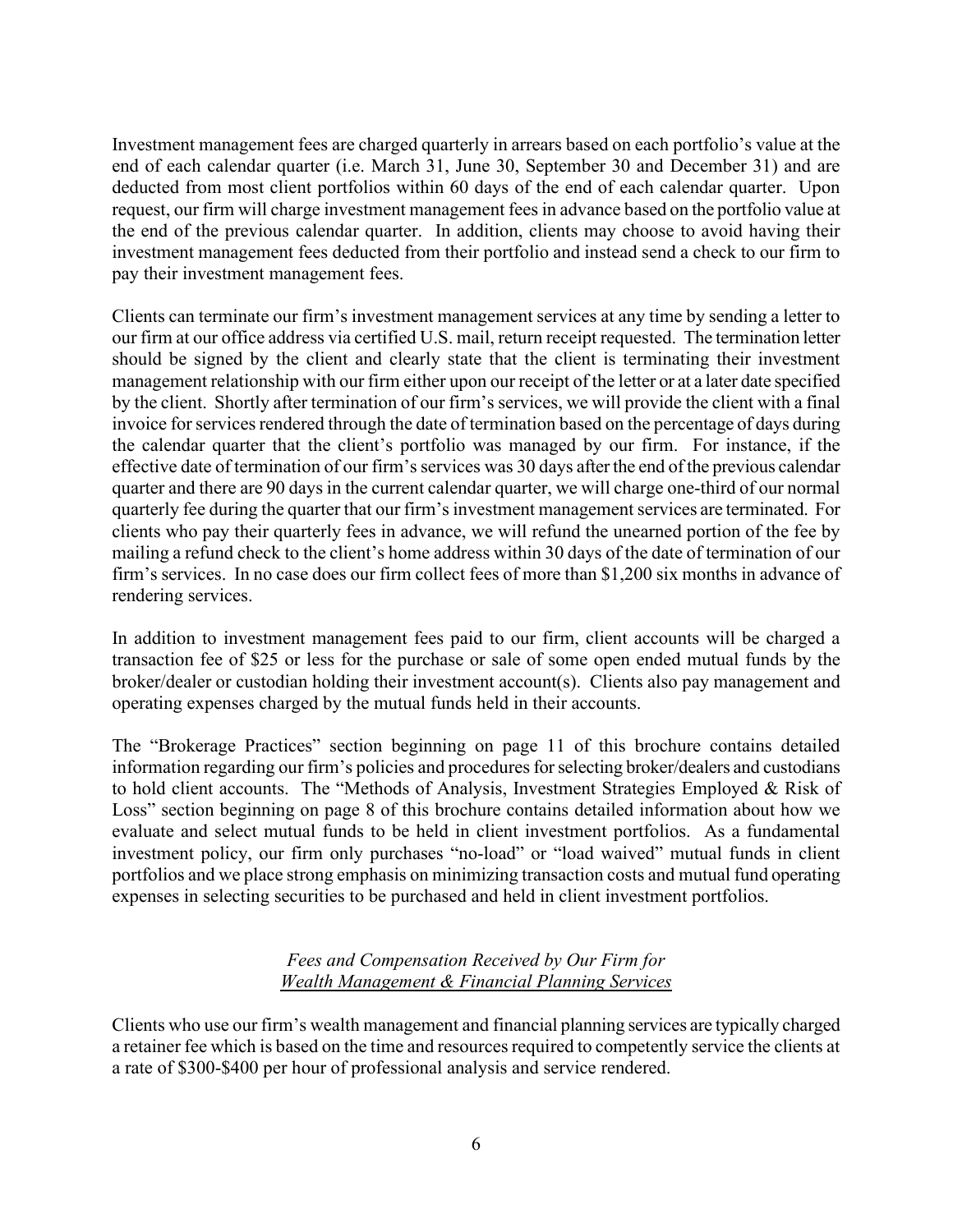Investment management fees are charged quarterly in arrears based on each portfolio's value at the end of each calendar quarter (i.e. March 31, June 30, September 30 and December 31) and are deducted from most client portfolios within 60 days of the end of each calendar quarter. Upon request, our firm will charge investment management fees in advance based on the portfolio value at the end of the previous calendar quarter. In addition, clients may choose to avoid having their investment management fees deducted from their portfolio and instead send a check to our firm to pay their investment management fees.

Clients can terminate our firm's investment management services at any time by sending a letter to our firm at our office address via certified U.S. mail, return receipt requested. The termination letter should be signed by the client and clearly state that the client is terminating their investment management relationship with our firm either upon our receipt of the letter or at a later date specified by the client. Shortly after termination of our firm's services, we will provide the client with a final invoice for services rendered through the date of termination based on the percentage of days during the calendar quarter that the client's portfolio was managed by our firm. For instance, if the effective date of termination of our firm's services was 30 days after the end of the previous calendar quarter and there are 90 days in the current calendar quarter, we will charge one-third of our normal quarterly fee during the quarter that our firm's investment management services are terminated. For clients who pay their quarterly fees in advance, we will refund the unearned portion of the fee by mailing a refund check to the client's home address within 30 days of the date of termination of our firm's services. In no case does our firm collect fees of more than $1,200 six months in advance of rendering services.

In addition to investment management fees paid to our firm, client accounts will be charged a transaction fee of $25 or less for the purchase or sale of some open ended mutual funds by the broker/dealer or custodian holding their investment account(s). Clients also pay management and operating expenses charged by the mutual funds held in their accounts.

The "Brokerage Practices" section beginning on page 11 of this brochure contains detailed information regarding our firm's policies and procedures for selecting broker/dealers and custodians to hold client accounts. The "Methods of Analysis, Investment Strategies Employed & Risk of Loss" section beginning on page 8 of this brochure contains detailed information about how we evaluate and select mutual funds to be held in client investment portfolios. As a fundamental investment policy, our firm only purchases "no-load" or "load waived" mutual funds in client portfolios and we place strong emphasis on minimizing transaction costs and mutual fund operating expenses in selecting securities to be purchased and held in client investment portfolios.

### *Fees and Compensation Received by Our Firm for Wealth Management & Financial Planning Services*

Clients who use our firm's wealth management and financial planning services are typically charged a retainer fee which is based on the time and resources required to competently service the clients at a rate of $300-$400 per hour of professional analysis and service rendered.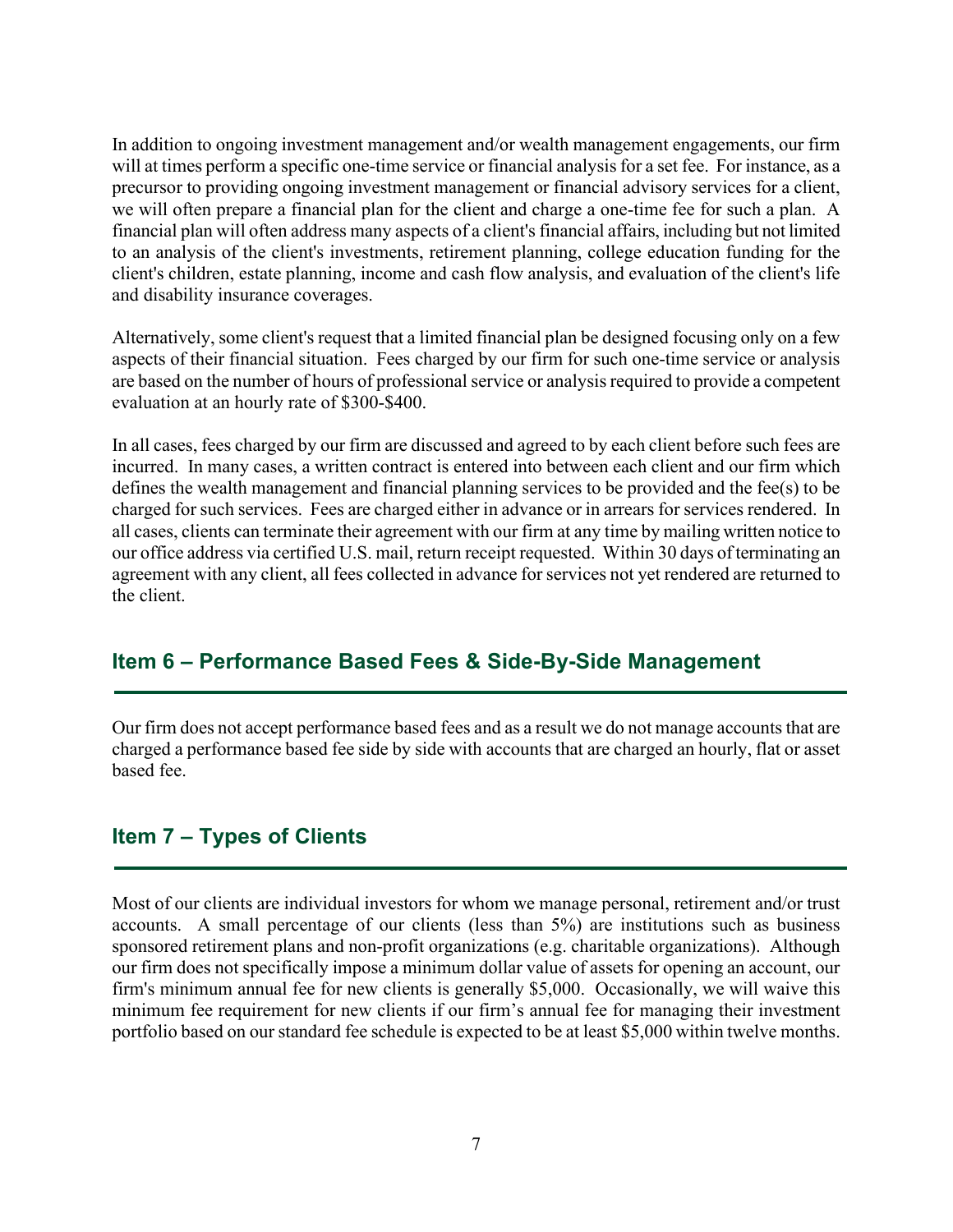In addition to ongoing investment management and/or wealth management engagements, our firm will at times perform a specific one-time service or financial analysis for a set fee. For instance, as a precursor to providing ongoing investment management or financial advisory services for a client, we will often prepare a financial plan for the client and charge a one-time fee for such a plan. A financial plan will often address many aspects of a client's financial affairs, including but not limited to an analysis of the client's investments, retirement planning, college education funding for the client's children, estate planning, income and cash flow analysis, and evaluation of the client's life and disability insurance coverages.

Alternatively, some client's request that a limited financial plan be designed focusing only on a few aspects of their financial situation. Fees charged by our firm for such one-time service or analysis are based on the number of hours of professional service or analysis required to provide a competent evaluation at an hourly rate of $300-$400.

In all cases, fees charged by our firm are discussed and agreed to by each client before such fees are incurred. In many cases, a written contract is entered into between each client and our firm which defines the wealth management and financial planning services to be provided and the fee(s) to be charged for such services. Fees are charged either in advance or in arrears for services rendered. In all cases, clients can terminate their agreement with our firm at any time by mailing written notice to our office address via certified U.S. mail, return receipt requested. Within 30 days of terminating an agreement with any client, all fees collected in advance for services not yet rendered are returned to the client.

## Item 6 – Performance Based Fees & Side-By-Side Management

Our firm does not accept performance based fees and as a result we do not manage accounts that are charged a performance based fee side by side with accounts that are charged an hourly, flat or asset based fee.

## Item 7 – Types of Clients

Most of our clients are individual investors for whom we manage personal, retirement and/or trust accounts. A small percentage of our clients (less than 5%) are institutions such as business sponsored retirement plans and non-profit organizations (e.g. charitable organizations). Although our firm does not specifically impose a minimum dollar value of assets for opening an account, our firm's minimum annual fee for new clients is generally $5,000. Occasionally, we will waive this minimum fee requirement for new clients if our firm's annual fee for managing their investment portfolio based on our standard fee schedule is expected to be at least $5,000 within twelve months.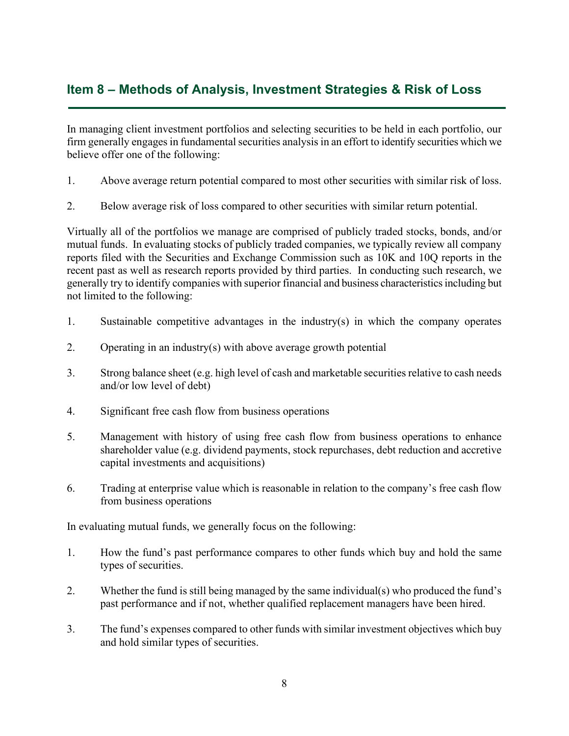## Item 8 – Methods of Analysis, Investment Strategies & Risk of Loss

In managing client investment portfolios and selecting securities to be held in each portfolio, our firm generally engages in fundamental securities analysis in an effort to identify securities which we believe offer one of the following:

1. Above average return potential compared to most other securities with similar risk of loss.

2. Below average risk of loss compared to other securities with similar return potential.

Virtually all of the portfolios we manage are comprised of publicly traded stocks, bonds, and/or mutual funds. In evaluating stocks of publicly traded companies, we typically review all company reports filed with the Securities and Exchange Commission such as 10K and 10Q reports in the recent past as well as research reports provided by third parties. In conducting such research, we generally try to identify companies with superior financial and business characteristics including but not limited to the following:

1. Sustainable competitive advantages in the industry(s) in which the company operates

2. Operating in an industry(s) with above average growth potential

3. Strong balance sheet (e.g. high level of cash and marketable securities relative to cash needs and/or low level of debt)

4. Significant free cash flow from business operations

5. Management with history of using free cash flow from business operations to enhance shareholder value (e.g. dividend payments, stock repurchases, debt reduction and accretive capital investments and acquisitions)

6. Trading at enterprise value which is reasonable in relation to the company's free cash flow from business operations

In evaluating mutual funds, we generally focus on the following:

1. How the fund's past performance compares to other funds which buy and hold the same types of securities.

2. Whether the fund is still being managed by the same individual(s) who produced the fund's past performance and if not, whether qualified replacement managers have been hired.

3. The fund's expenses compared to other funds with similar investment objectives which buy and hold similar types of securities.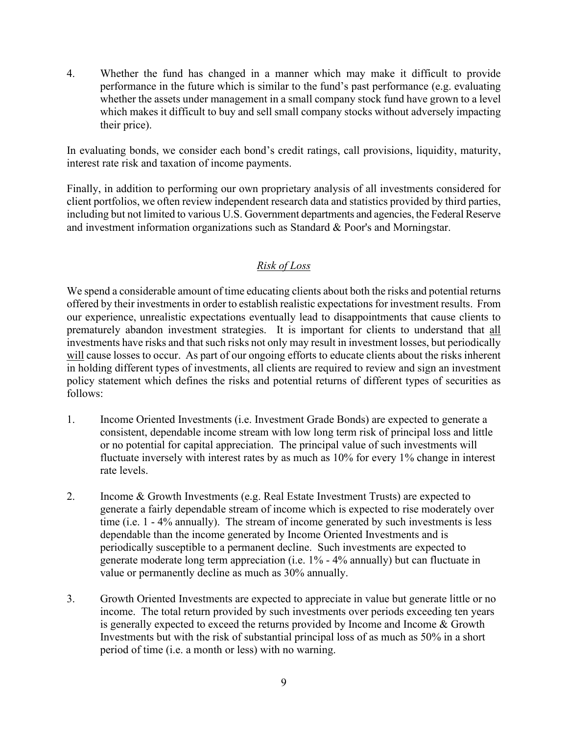4. Whether the fund has changed in a manner which may make it difficult to provide performance in the future which is similar to the fund's past performance (e.g. evaluating whether the assets under management in a small company stock fund have grown to a level which makes it difficult to buy and sell small company stocks without adversely impacting their price).

In evaluating bonds, we consider each bond's credit ratings, call provisions, liquidity, maturity, interest rate risk and taxation of income payments.

Finally, in addition to performing our own proprietary analysis of all investments considered for client portfolios, we often review independent research data and statistics provided by third parties, including but not limited to various U.S. Government departments and agencies, the Federal Reserve and investment information organizations such as Standard & Poor's and Morningstar.

## *Risk of Loss*

We spend a considerable amount of time educating clients about both the risks and potential returns offered by their investments in order to establish realistic expectations for investment results. From our experience, unrealistic expectations eventually lead to disappointments that cause clients to prematurely abandon investment strategies. It is important for clients to understand that <u>all</u> investments have risks and that such risks not only may result in investment losses, but periodically <u>will</u> cause losses to occur. As part of our ongoing efforts to educate clients about the risks inherent in holding different types of investments, all clients are required to review and sign an investment policy statement which defines the risks and potential returns of different types of securities as follows:

1. Income Oriented Investments (i.e. Investment Grade Bonds) are expected to generate a consistent, dependable income stream with low long term risk of principal loss and little or no potential for capital appreciation. The principal value of such investments will fluctuate inversely with interest rates by as much as 10% for every 1% change in interest rate levels.

2. Income & Growth Investments (e.g. Real Estate Investment Trusts) are expected to generate a fairly dependable stream of income which is expected to rise moderately over time (i.e. 1 - 4% annually). The stream of income generated by such investments is less dependable than the income generated by Income Oriented Investments and is periodically susceptible to a permanent decline. Such investments are expected to generate moderate long term appreciation (i.e. 1% - 4% annually) but can fluctuate in value or permanently decline as much as 30% annually.

3. Growth Oriented Investments are expected to appreciate in value but generate little or no income. The total return provided by such investments over periods exceeding ten years is generally expected to exceed the returns provided by Income and Income & Growth Investments but with the risk of substantial principal loss of as much as 50% in a short period of time (i.e. a month or less) with no warning.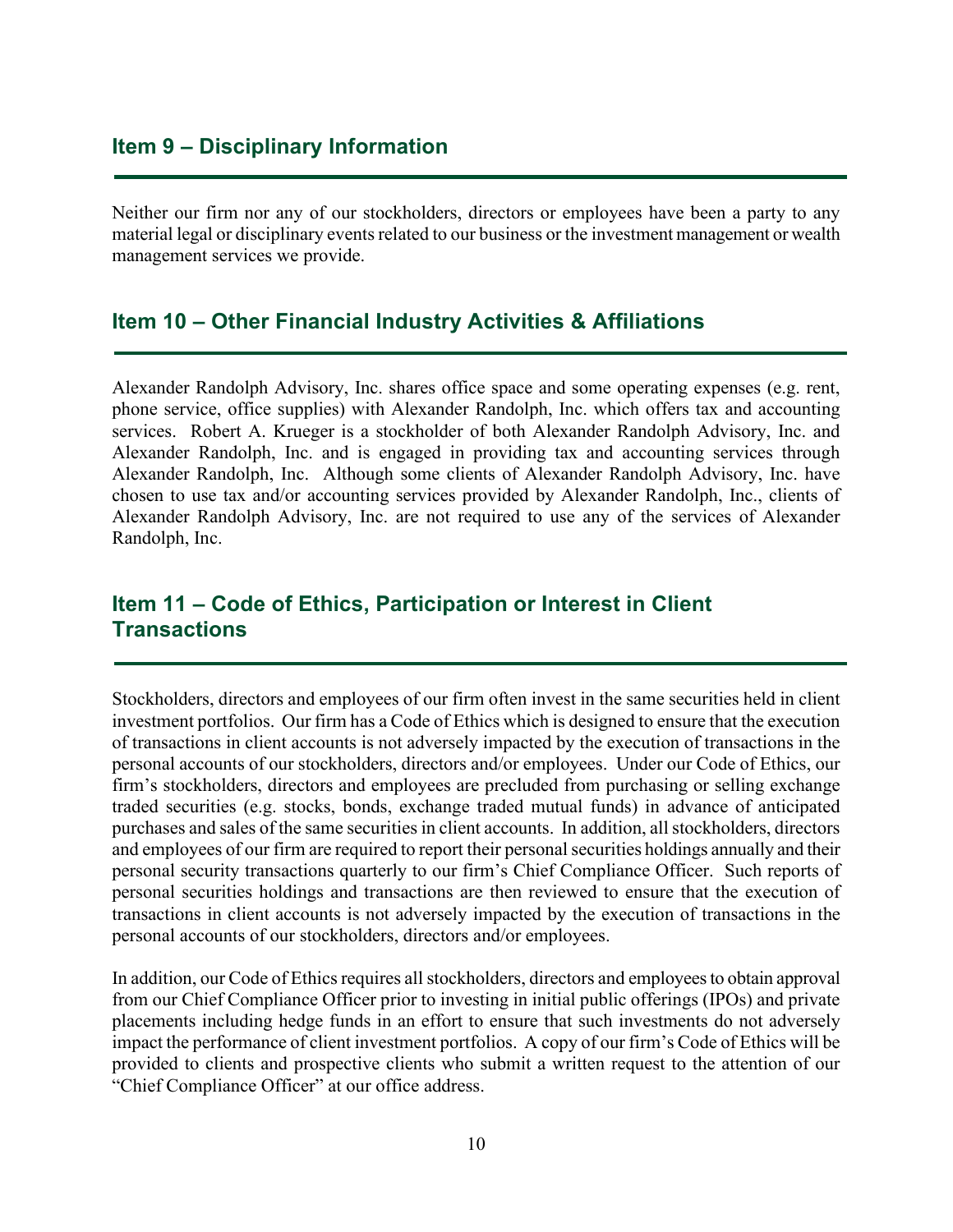## Item 9 – Disciplinary Information

Neither our firm nor any of our stockholders, directors or employees have been a party to any material legal or disciplinary events related to our business or the investment management or wealth management services we provide.

## Item 10 – Other Financial Industry Activities & Affiliations

Alexander Randolph Advisory, Inc. shares office space and some operating expenses (e.g. rent, phone service, office supplies) with Alexander Randolph, Inc. which offers tax and accounting services. Robert A. Krueger is a stockholder of both Alexander Randolph Advisory, Inc. and Alexander Randolph, Inc. and is engaged in providing tax and accounting services through Alexander Randolph, Inc. Although some clients of Alexander Randolph Advisory, Inc. have chosen to use tax and/or accounting services provided by Alexander Randolph, Inc., clients of Alexander Randolph Advisory, Inc. are not required to use any of the services of Alexander Randolph, Inc.

## Item 11 – Code of Ethics, Participation or Interest in Client Transactions

Stockholders, directors and employees of our firm often invest in the same securities held in client investment portfolios. Our firm has a Code of Ethics which is designed to ensure that the execution of transactions in client accounts is not adversely impacted by the execution of transactions in the personal accounts of our stockholders, directors and/or employees. Under our Code of Ethics, our firm's stockholders, directors and employees are precluded from purchasing or selling exchange traded securities (e.g. stocks, bonds, exchange traded mutual funds) in advance of anticipated purchases and sales of the same securities in client accounts. In addition, all stockholders, directors and employees of our firm are required to report their personal securities holdings annually and their personal security transactions quarterly to our firm's Chief Compliance Officer. Such reports of personal securities holdings and transactions are then reviewed to ensure that the execution of transactions in client accounts is not adversely impacted by the execution of transactions in the personal accounts of our stockholders, directors and/or employees.

In addition, our Code of Ethics requires all stockholders, directors and employees to obtain approval from our Chief Compliance Officer prior to investing in initial public offerings (IPOs) and private placements including hedge funds in an effort to ensure that such investments do not adversely impact the performance of client investment portfolios. A copy of our firm's Code of Ethics will be provided to clients and prospective clients who submit a written request to the attention of our "Chief Compliance Officer" at our office address.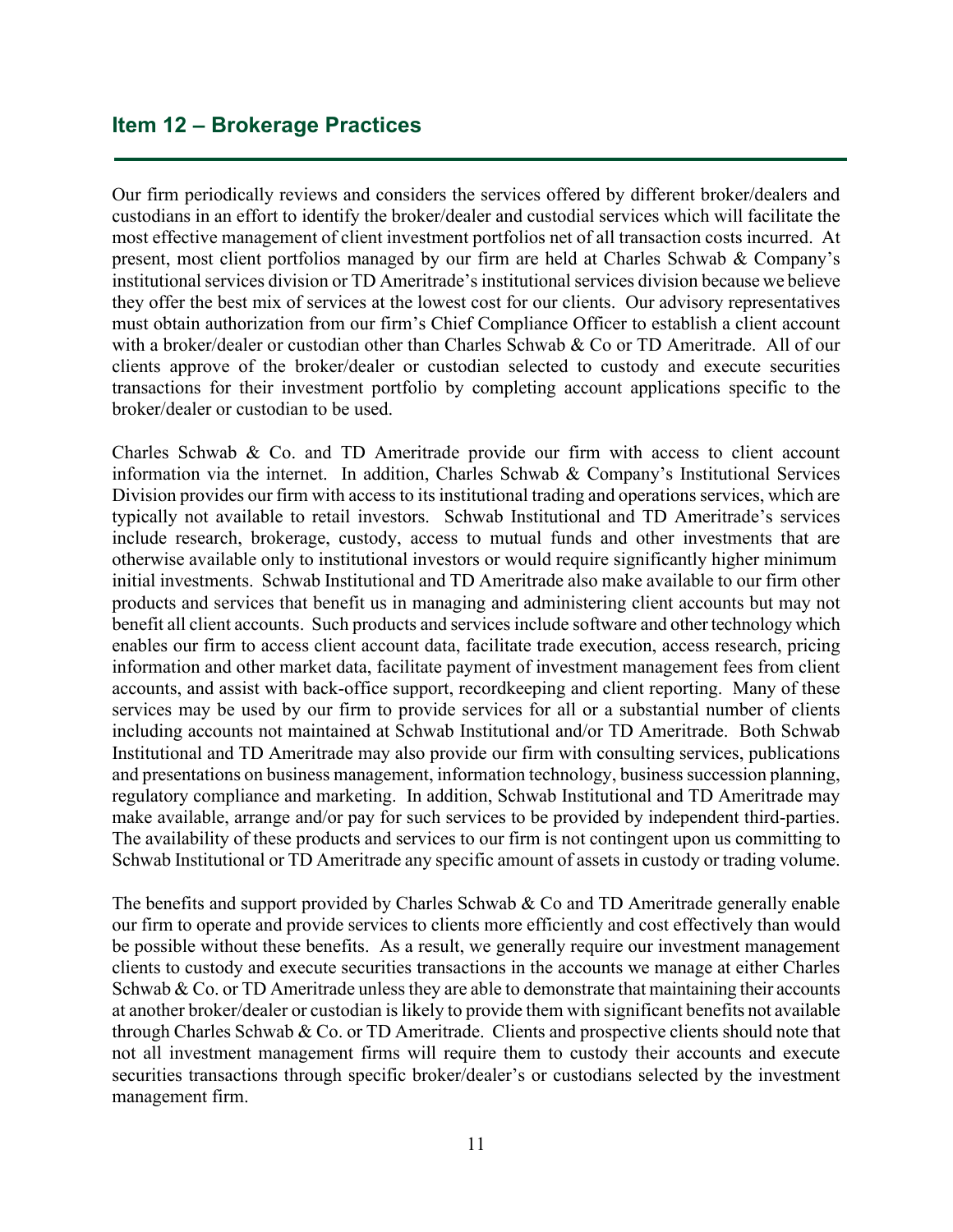## Item 12 – Brokerage Practices

Our firm periodically reviews and considers the services offered by different broker/dealers and custodians in an effort to identify the broker/dealer and custodial services which will facilitate the most effective management of client investment portfolios net of all transaction costs incurred. At present, most client portfolios managed by our firm are held at Charles Schwab & Company's institutional services division or TD Ameritrade's institutional services division because we believe they offer the best mix of services at the lowest cost for our clients. Our advisory representatives must obtain authorization from our firm's Chief Compliance Officer to establish a client account with a broker/dealer or custodian other than Charles Schwab & Co or TD Ameritrade. All of our clients approve of the broker/dealer or custodian selected to custody and execute securities transactions for their investment portfolio by completing account applications specific to the broker/dealer or custodian to be used.

Charles Schwab & Co. and TD Ameritrade provide our firm with access to client account information via the internet. In addition, Charles Schwab & Company's Institutional Services Division provides our firm with access to its institutional trading and operations services, which are typically not available to retail investors. Schwab Institutional and TD Ameritrade's services include research, brokerage, custody, access to mutual funds and other investments that are otherwise available only to institutional investors or would require significantly higher minimum initial investments. Schwab Institutional and TD Ameritrade also make available to our firm other products and services that benefit us in managing and administering client accounts but may not benefit all client accounts. Such products and services include software and other technology which enables our firm to access client account data, facilitate trade execution, access research, pricing information and other market data, facilitate payment of investment management fees from client accounts, and assist with back-office support, recordkeeping and client reporting. Many of these services may be used by our firm to provide services for all or a substantial number of clients including accounts not maintained at Schwab Institutional and/or TD Ameritrade. Both Schwab Institutional and TD Ameritrade may also provide our firm with consulting services, publications and presentations on business management, information technology, business succession planning, regulatory compliance and marketing. In addition, Schwab Institutional and TD Ameritrade may make available, arrange and/or pay for such services to be provided by independent third-parties. The availability of these products and services to our firm is not contingent upon us committing to Schwab Institutional or TD Ameritrade any specific amount of assets in custody or trading volume.

The benefits and support provided by Charles Schwab & Co and TD Ameritrade generally enable our firm to operate and provide services to clients more efficiently and cost effectively than would be possible without these benefits. As a result, we generally require our investment management clients to custody and execute securities transactions in the accounts we manage at either Charles Schwab & Co. or TD Ameritrade unless they are able to demonstrate that maintaining their accounts at another broker/dealer or custodian is likely to provide them with significant benefits not available through Charles Schwab & Co. or TD Ameritrade. Clients and prospective clients should note that not all investment management firms will require them to custody their accounts and execute securities transactions through specific broker/dealer's or custodians selected by the investment management firm.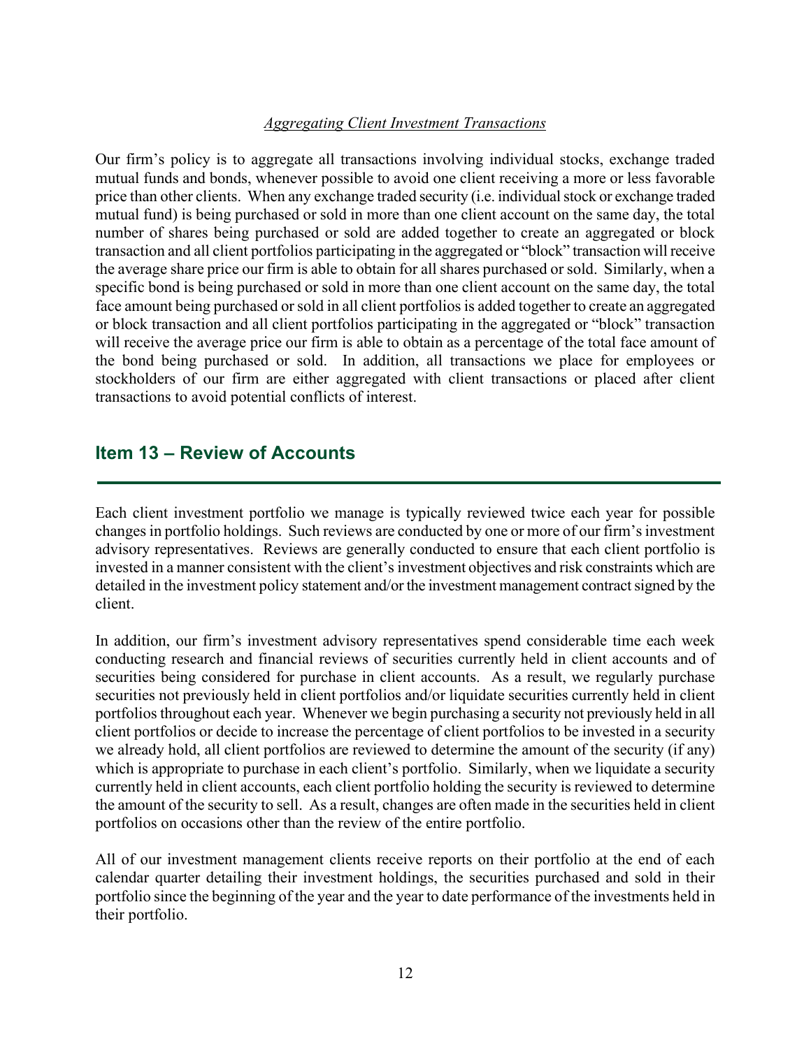*Aggregating Client Investment Transactions*

Our firm's policy is to aggregate all transactions involving individual stocks, exchange traded mutual funds and bonds, whenever possible to avoid one client receiving a more or less favorable price than other clients. When any exchange traded security (i.e. individual stock or exchange traded mutual fund) is being purchased or sold in more than one client account on the same day, the total number of shares being purchased or sold are added together to create an aggregated or block transaction and all client portfolios participating in the aggregated or "block" transaction will receive the average share price our firm is able to obtain for all shares purchased or sold. Similarly, when a specific bond is being purchased or sold in more than one client account on the same day, the total face amount being purchased or sold in all client portfolios is added together to create an aggregated or block transaction and all client portfolios participating in the aggregated or "block" transaction will receive the average price our firm is able to obtain as a percentage of the total face amount of the bond being purchased or sold. In addition, all transactions we place for employees or stockholders of our firm are either aggregated with client transactions or placed after client transactions to avoid potential conflicts of interest.

## Item 13 – Review of Accounts

Each client investment portfolio we manage is typically reviewed twice each year for possible changes in portfolio holdings. Such reviews are conducted by one or more of our firm's investment advisory representatives. Reviews are generally conducted to ensure that each client portfolio is invested in a manner consistent with the client's investment objectives and risk constraints which are detailed in the investment policy statement and/or the investment management contract signed by the client.

In addition, our firm's investment advisory representatives spend considerable time each week conducting research and financial reviews of securities currently held in client accounts and of securities being considered for purchase in client accounts. As a result, we regularly purchase securities not previously held in client portfolios and/or liquidate securities currently held in client portfolios throughout each year. Whenever we begin purchasing a security not previously held in all client portfolios or decide to increase the percentage of client portfolios to be invested in a security we already hold, all client portfolios are reviewed to determine the amount of the security (if any) which is appropriate to purchase in each client's portfolio. Similarly, when we liquidate a security currently held in client accounts, each client portfolio holding the security is reviewed to determine the amount of the security to sell. As a result, changes are often made in the securities held in client portfolios on occasions other than the review of the entire portfolio.

All of our investment management clients receive reports on their portfolio at the end of each calendar quarter detailing their investment holdings, the securities purchased and sold in their portfolio since the beginning of the year and the year to date performance of the investments held in their portfolio.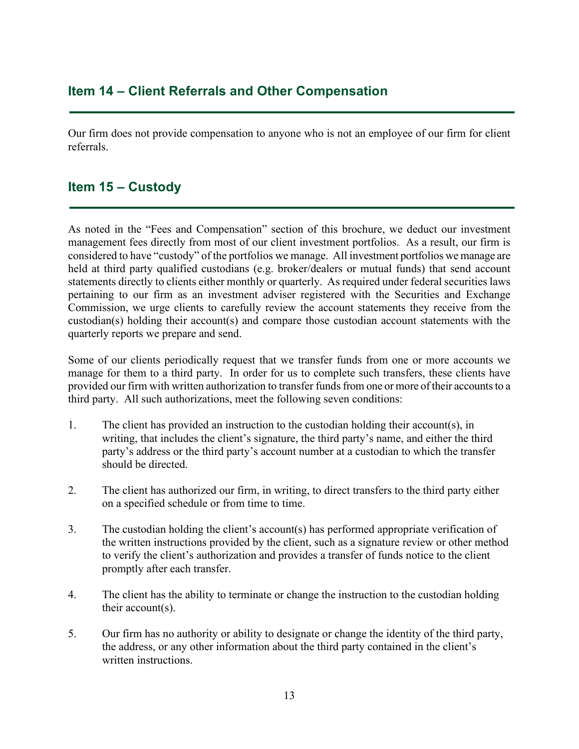## Item 14 – Client Referrals and Other Compensation

Our firm does not provide compensation to anyone who is not an employee of our firm for client referrals.

## Item 15 – Custody

As noted in the "Fees and Compensation" section of this brochure, we deduct our investment management fees directly from most of our client investment portfolios. As a result, our firm is considered to have "custody" of the portfolios we manage. All investment portfolios we manage are held at third party qualified custodians (e.g. broker/dealers or mutual funds) that send account statements directly to clients either monthly or quarterly. As required under federal securities laws pertaining to our firm as an investment adviser registered with the Securities and Exchange Commission, we urge clients to carefully review the account statements they receive from the custodian(s) holding their account(s) and compare those custodian account statements with the quarterly reports we prepare and send.

Some of our clients periodically request that we transfer funds from one or more accounts we manage for them to a third party. In order for us to complete such transfers, these clients have provided our firm with written authorization to transfer funds from one or more of their accounts to a third party. All such authorizations, meet the following seven conditions:

1. The client has provided an instruction to the custodian holding their account(s), in writing, that includes the client's signature, the third party's name, and either the third party's address or the third party's account number at a custodian to which the transfer should be directed.

2. The client has authorized our firm, in writing, to direct transfers to the third party either on a specified schedule or from time to time.

3. The custodian holding the client's account(s) has performed appropriate verification of the written instructions provided by the client, such as a signature review or other method to verify the client's authorization and provides a transfer of funds notice to the client promptly after each transfer.

4. The client has the ability to terminate or change the instruction to the custodian holding their account(s).

5. Our firm has no authority or ability to designate or change the identity of the third party, the address, or any other information about the third party contained in the client's written instructions.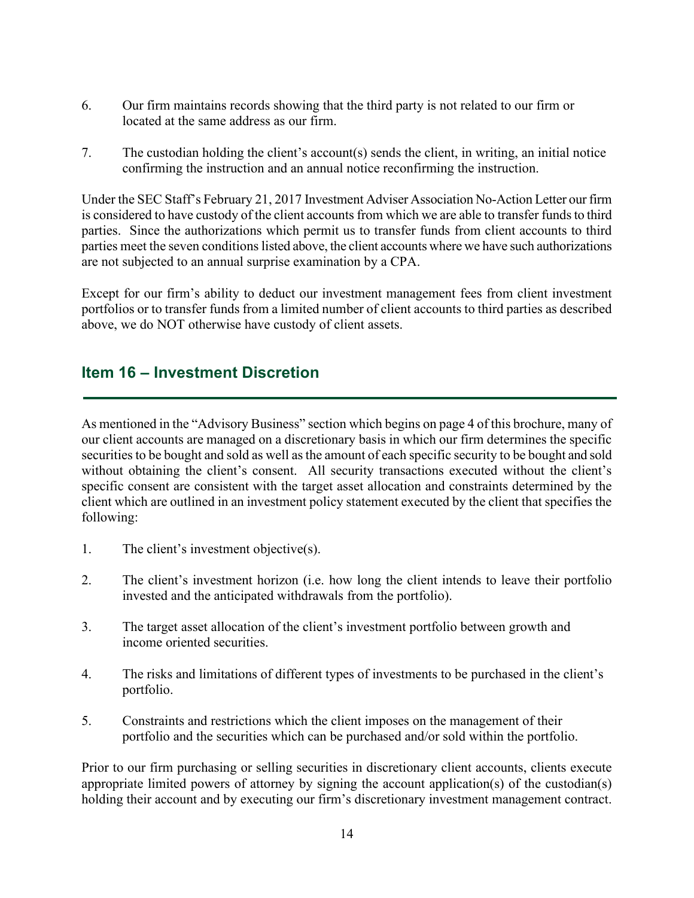6. Our firm maintains records showing that the third party is not related to our firm or located at the same address as our firm.

7. The custodian holding the client's account(s) sends the client, in writing, an initial notice confirming the instruction and an annual notice reconfirming the instruction.

Under the SEC Staff's February 21, 2017 Investment Adviser Association No-Action Letter our firm is considered to have custody of the client accounts from which we are able to transfer funds to third parties. Since the authorizations which permit us to transfer funds from client accounts to third parties meet the seven conditions listed above, the client accounts where we have such authorizations are not subjected to an annual surprise examination by a CPA.

Except for our firm's ability to deduct our investment management fees from client investment portfolios or to transfer funds from a limited number of client accounts to third parties as described above, we do NOT otherwise have custody of client assets.

## Item 16 – Investment Discretion

As mentioned in the "Advisory Business" section which begins on page 4 of this brochure, many of our client accounts are managed on a discretionary basis in which our firm determines the specific securities to be bought and sold as well as the amount of each specific security to be bought and sold without obtaining the client's consent. All security transactions executed without the client's specific consent are consistent with the target asset allocation and constraints determined by the client which are outlined in an investment policy statement executed by the client that specifies the following:

1. The client's investment objective(s).

2. The client's investment horizon (i.e. how long the client intends to leave their portfolio invested and the anticipated withdrawals from the portfolio).

3. The target asset allocation of the client's investment portfolio between growth and income oriented securities.

4. The risks and limitations of different types of investments to be purchased in the client's portfolio.

5. Constraints and restrictions which the client imposes on the management of their portfolio and the securities which can be purchased and/or sold within the portfolio.

Prior to our firm purchasing or selling securities in discretionary client accounts, clients execute appropriate limited powers of attorney by signing the account application(s) of the custodian(s) holding their account and by executing our firm's discretionary investment management contract.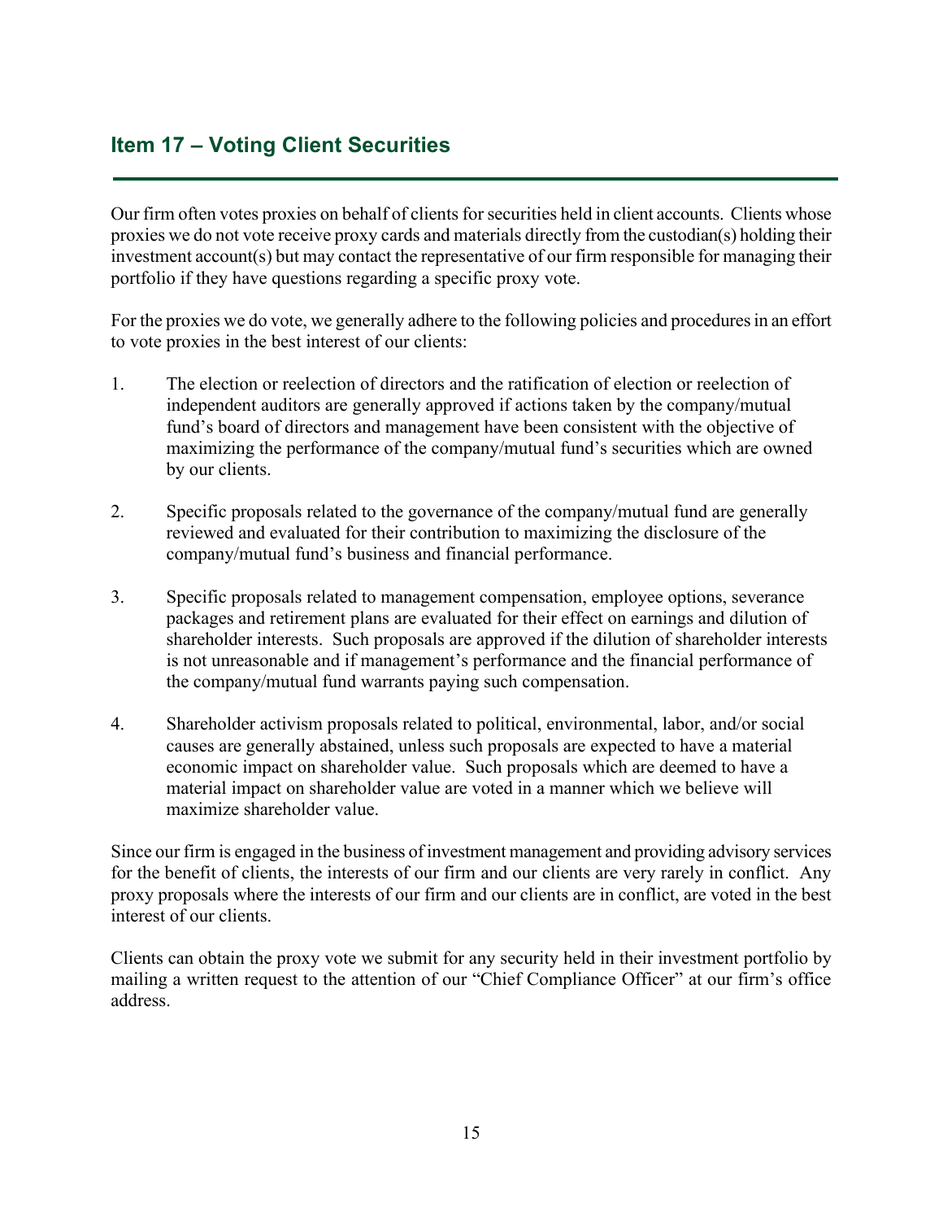## Item 17 – Voting Client Securities

Our firm often votes proxies on behalf of clients for securities held in client accounts. Clients whose proxies we do not vote receive proxy cards and materials directly from the custodian(s) holding their investment account(s) but may contact the representative of our firm responsible for managing their portfolio if they have questions regarding a specific proxy vote.

For the proxies we do vote, we generally adhere to the following policies and procedures in an effort to vote proxies in the best interest of our clients:

1. The election or reelection of directors and the ratification of election or reelection of independent auditors are generally approved if actions taken by the company/mutual fund's board of directors and management have been consistent with the objective of maximizing the performance of the company/mutual fund's securities which are owned by our clients.

2. Specific proposals related to the governance of the company/mutual fund are generally reviewed and evaluated for their contribution to maximizing the disclosure of the company/mutual fund's business and financial performance.

3. Specific proposals related to management compensation, employee options, severance packages and retirement plans are evaluated for their effect on earnings and dilution of shareholder interests. Such proposals are approved if the dilution of shareholder interests is not unreasonable and if management's performance and the financial performance of the company/mutual fund warrants paying such compensation.

4. Shareholder activism proposals related to political, environmental, labor, and/or social causes are generally abstained, unless such proposals are expected to have a material economic impact on shareholder value. Such proposals which are deemed to have a material impact on shareholder value are voted in a manner which we believe will maximize shareholder value.

Since our firm is engaged in the business of investment management and providing advisory services for the benefit of clients, the interests of our firm and our clients are very rarely in conflict. Any proxy proposals where the interests of our firm and our clients are in conflict, are voted in the best interest of our clients.

Clients can obtain the proxy vote we submit for any security held in their investment portfolio by mailing a written request to the attention of our "Chief Compliance Officer" at our firm's office address.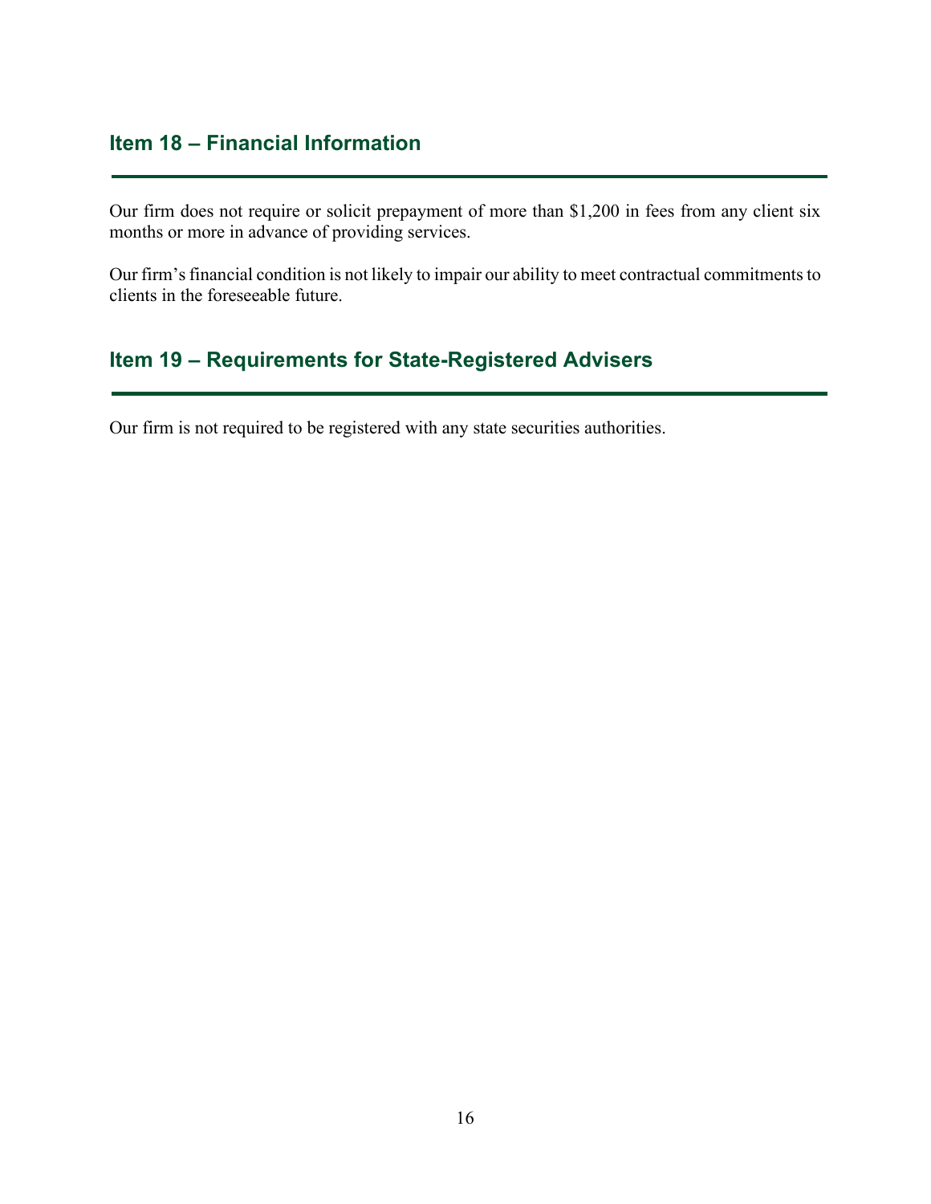## Item 18 – Financial Information

Our firm does not require or solicit prepayment of more than $1,200 in fees from any client six months or more in advance of providing services.

Our firm's financial condition is not likely to impair our ability to meet contractual commitments to clients in the foreseeable future.

## Item 19 – Requirements for State-Registered Advisers

Our firm is not required to be registered with any state securities authorities.